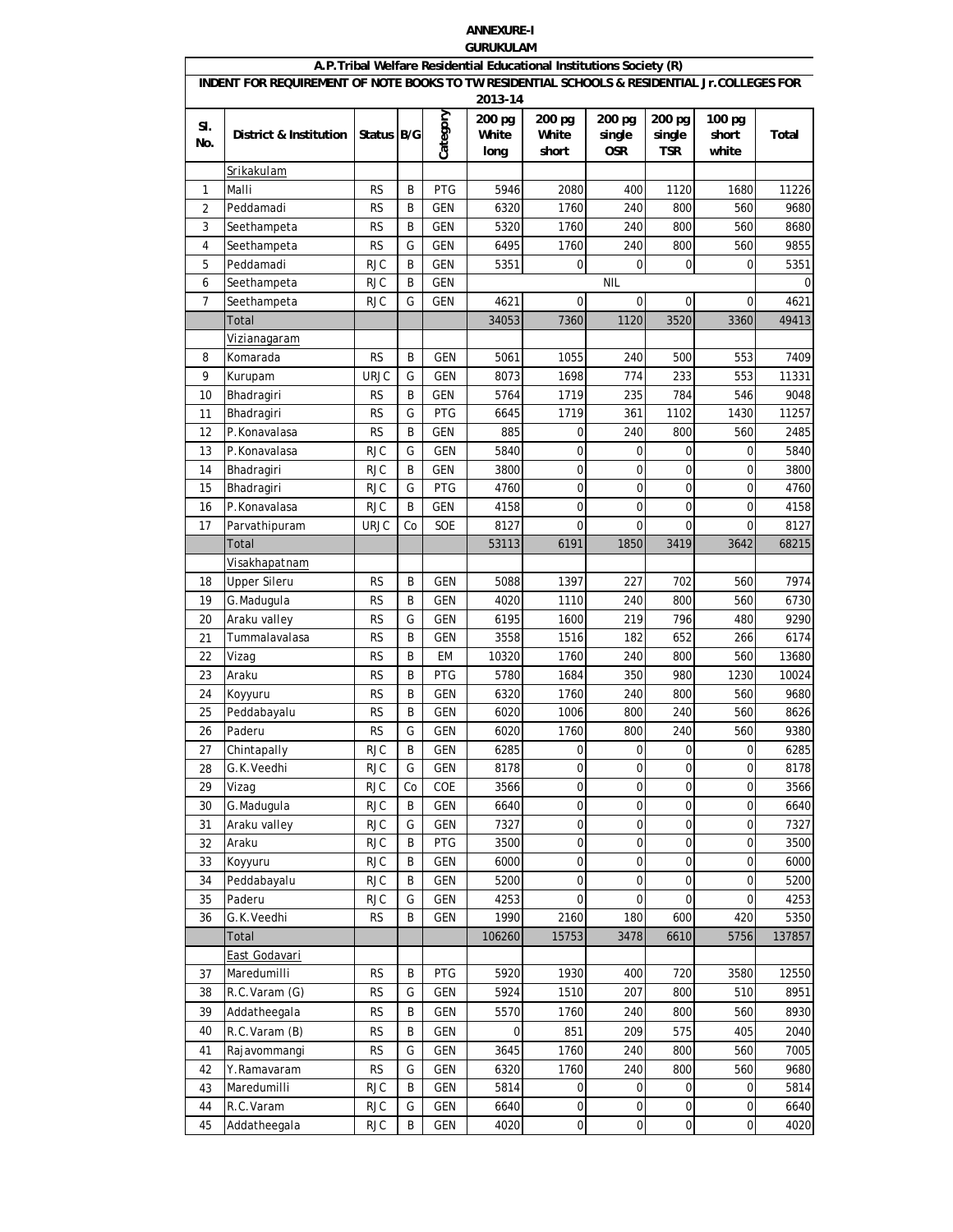**ANNEXURE-I**

**GURUKULAM**

**A.P.Tribal Welfare Residential Educational Institutions Society (R)**

**INDENT FOR REQUIREMENT OF NOTE BOOKS TO TW RESIDENTIAL SCHOOLS & RESIDENTIAL Jr.COLLEGES FOR 2013-14**

| Sl. No. | District & Institution | Status | B/G | Category | 200 pg White long | 200 pg White short | 200 pg single OSR | 200 pg single TSR | 100 pg short white | Total |
|---|---|---|---|---|---|---|---|---|---|---|
| | Srikakulam | | | | | | | | | |
| 1 | Malli | RS | B | PTG | 5946 | 2080 | 400 | 1120 | 1680 | 11226 |
| 2 | Peddamadi | RS | B | GEN | 6320 | 1760 | 240 | 800 | 560 | 9680 |
| 3 | Seethampeta | RS | B | GEN | 5320 | 1760 | 240 | 800 | 560 | 8680 |
| 4 | Seethampeta | RS | G | GEN | 6495 | 1760 | 240 | 800 | 560 | 9855 |
| 5 | Peddamadi | RJC | B | GEN | 5351 | 0 | 0 | 0 | 0 | 5351 |
| 6 | Seethampeta | RJC | B | GEN | | | NIL | | | 0 |
| 7 | Seethampeta | RJC | G | GEN | 4621 | 0 | 0 | 0 | 0 | 4621 |
| | Total | | | | 34053 | 7360 | 1120 | 3520 | 3360 | 49413 |
| | Vizianagaram | | | | | | | | | |
| 8 | Komarada | RS | B | GEN | 5061 | 1055 | 240 | 500 | 553 | 7409 |
| 9 | Kurupam | URJC | G | GEN | 8073 | 1698 | 774 | 233 | 553 | 11331 |
| 10 | Bhadragiri | RS | B | GEN | 5764 | 1719 | 235 | 784 | 546 | 9048 |
| 11 | Bhadragiri | RS | G | PTG | 6645 | 1719 | 361 | 1102 | 1430 | 11257 |
| 12 | P.Konavalasa | RS | B | GEN | 885 | 0 | 240 | 800 | 560 | 2485 |
| 13 | P.Konavalasa | RJC | G | GEN | 5840 | 0 | 0 | 0 | 0 | 5840 |
| 14 | Bhadragiri | RJC | B | GEN | 3800 | 0 | 0 | 0 | 0 | 3800 |
| 15 | Bhadragiri | RJC | G | PTG | 4760 | 0 | 0 | 0 | 0 | 4760 |
| 16 | P.Konavalasa | RJC | B | GEN | 4158 | 0 | 0 | 0 | 0 | 4158 |
| 17 | Parvathipuram | URJC | Co | SOE | 8127 | 0 | 0 | 0 | 0 | 8127 |
| | Total | | | | 53113 | 6191 | 1850 | 3419 | 3642 | 68215 |
| | Visakhapatnam | | | | | | | | | |
| 18 | Upper Sileru | RS | B | GEN | 5088 | 1397 | 227 | 702 | 560 | 7974 |
| 19 | G.Madugula | RS | B | GEN | 4020 | 1110 | 240 | 800 | 560 | 6730 |
| 20 | Araku valley | RS | G | GEN | 6195 | 1600 | 219 | 796 | 480 | 9290 |
| 21 | Tummalavalasa | RS | B | GEN | 3558 | 1516 | 182 | 652 | 266 | 6174 |
| 22 | Vizag | RS | B | EM | 10320 | 1760 | 240 | 800 | 560 | 13680 |
| 23 | Araku | RS | B | PTG | 5780 | 1684 | 350 | 980 | 1230 | 10024 |
| 24 | Koyyuru | RS | B | GEN | 6320 | 1760 | 240 | 800 | 560 | 9680 |
| 25 | Peddabayalu | RS | B | GEN | 6020 | 1006 | 800 | 240 | 560 | 8626 |
| 26 | Paderu | RS | G | GEN | 6020 | 1760 | 800 | 240 | 560 | 9380 |
| 27 | Chintapally | RJC | B | GEN | 6285 | 0 | 0 | 0 | 0 | 6285 |
| 28 | G.K.Veedhi | RJC | G | GEN | 8178 | 0 | 0 | 0 | 0 | 8178 |
| 29 | Vizag | RJC | Co | COE | 3566 | 0 | 0 | 0 | 0 | 3566 |
| 30 | G.Madugula | RJC | B | GEN | 6640 | 0 | 0 | 0 | 0 | 6640 |
| 31 | Araku valley | RJC | G | GEN | 7327 | 0 | 0 | 0 | 0 | 7327 |
| 32 | Araku | RJC | B | PTG | 3500 | 0 | 0 | 0 | 0 | 3500 |
| 33 | Koyyuru | RJC | B | GEN | 6000 | 0 | 0 | 0 | 0 | 6000 |
| 34 | Peddabayalu | RJC | B | GEN | 5200 | 0 | 0 | 0 | 0 | 5200 |
| 35 | Paderu | RJC | G | GEN | 4253 | 0 | 0 | 0 | 0 | 4253 |
| 36 | G.K.Veedhi | RS | B | GEN | 1990 | 2160 | 180 | 600 | 420 | 5350 |
| | Total | | | | 106260 | 15753 | 3478 | 6610 | 5756 | 137857 |
| | East Godavari | | | | | | | | | |
| 37 | Maredumilli | RS | B | PTG | 5920 | 1930 | 400 | 720 | 3580 | 12550 |
| 38 | R.C.Varam (G) | RS | G | GEN | 5924 | 1510 | 207 | 800 | 510 | 8951 |
| 39 | Addatheegala | RS | B | GEN | 5570 | 1760 | 240 | 800 | 560 | 8930 |
| 40 | R.C.Varam (B) | RS | B | GEN | 0 | 851 | 209 | 575 | 405 | 2040 |
| 41 | Rajavommangi | RS | G | GEN | 3645 | 1760 | 240 | 800 | 560 | 7005 |
| 42 | Y.Ramavaram | RS | G | GEN | 6320 | 1760 | 240 | 800 | 560 | 9680 |
| 43 | Maredumilli | RJC | B | GEN | 5814 | 0 | 0 | 0 | 0 | 5814 |
| 44 | R.C.Varam | RJC | G | GEN | 6640 | 0 | 0 | 0 | 0 | 6640 |
| 45 | Addatheegala | RJC | B | GEN | 4020 | 0 | 0 | 0 | 0 | 4020 |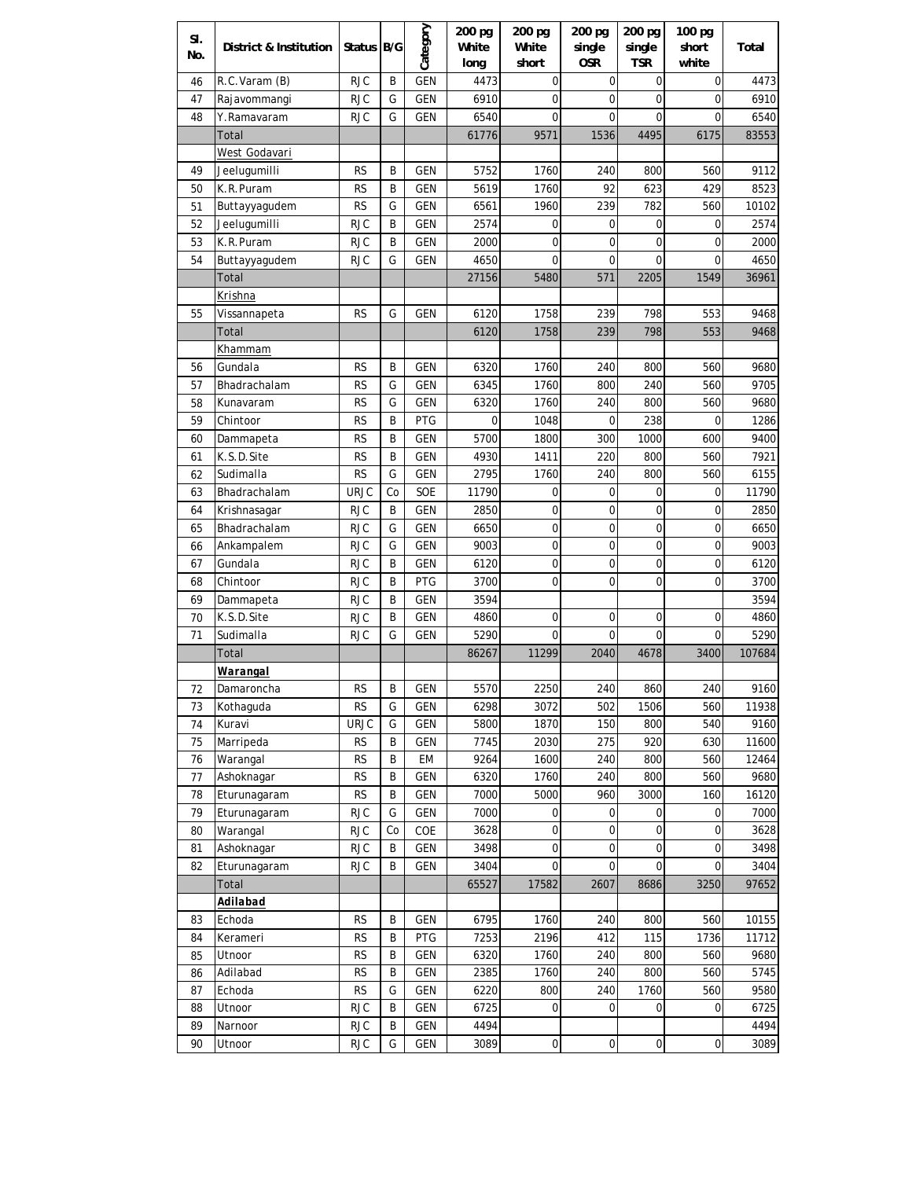| Sl. No. | District & Institution | Status | B/G | Category | 200 pg White long | 200 pg White short | 200 pg single OSR | 200 pg single TSR | 100 pg short white | Total |
|---|---|---|---|---|---|---|---|---|---|---|
| 46 | R.C.Varam (B) | RJC | B | GEN | 4473 | 0 | 0 | 0 | 0 | 4473 |
| 47 | Rajavommangi | RJC | G | GEN | 6910 | 0 | 0 | 0 | 0 | 6910 |
| 48 | Y.Ramavaram | RJC | G | GEN | 6540 | 0 | 0 | 0 | 0 | 6540 |
| | Total | | | | 61776 | 9571 | 1536 | 4495 | 6175 | 83553 |
| | West Godavari | | | | | | | | | |
| 49 | Jeelugumilli | RS | B | GEN | 5752 | 1760 | 240 | 800 | 560 | 9112 |
| 50 | K.R.Puram | RS | B | GEN | 5619 | 1760 | 92 | 623 | 429 | 8523 |
| 51 | Buttayyagudem | RS | G | GEN | 6561 | 1960 | 239 | 782 | 560 | 10102 |
| 52 | Jeelugumilli | RJC | B | GEN | 2574 | 0 | 0 | 0 | 0 | 2574 |
| 53 | K.R.Puram | RJC | B | GEN | 2000 | 0 | 0 | 0 | 0 | 2000 |
| 54 | Buttayyagudem | RJC | G | GEN | 4650 | 0 | 0 | 0 | 0 | 4650 |
| | Total | | | | 27156 | 5480 | 571 | 2205 | 1549 | 36961 |
| | Krishna | | | | | | | | | |
| 55 | Vissannapeta | RS | G | GEN | 6120 | 1758 | 239 | 798 | 553 | 9468 |
| | Total | | | | 6120 | 1758 | 239 | 798 | 553 | 9468 |
| | Khammam | | | | | | | | | |
| 56 | Gundala | RS | B | GEN | 6320 | 1760 | 240 | 800 | 560 | 9680 |
| 57 | Bhadrachalam | RS | G | GEN | 6345 | 1760 | 800 | 240 | 560 | 9705 |
| 58 | Kunavaram | RS | G | GEN | 6320 | 1760 | 240 | 800 | 560 | 9680 |
| 59 | Chintoor | RS | B | PTG | 0 | 1048 | 0 | 238 | 0 | 1286 |
| 60 | Dammapeta | RS | B | GEN | 5700 | 1800 | 300 | 1000 | 600 | 9400 |
| 61 | K.S.D.Site | RS | B | GEN | 4930 | 1411 | 220 | 800 | 560 | 7921 |
| 62 | Sudimalla | RS | G | GEN | 2795 | 1760 | 240 | 800 | 560 | 6155 |
| 63 | Bhadrachalam | URJC | Co | SOE | 11790 | 0 | 0 | 0 | 0 | 11790 |
| 64 | Krishnasagar | RJC | B | GEN | 2850 | 0 | 0 | 0 | 0 | 2850 |
| 65 | Bhadrachalam | RJC | G | GEN | 6650 | 0 | 0 | 0 | 0 | 6650 |
| 66 | Ankampalem | RJC | G | GEN | 9003 | 0 | 0 | 0 | 0 | 9003 |
| 67 | Gundala | RJC | B | GEN | 6120 | 0 | 0 | 0 | 0 | 6120 |
| 68 | Chintoor | RJC | B | PTG | 3700 | 0 | 0 | 0 | 0 | 3700 |
| 69 | Dammapeta | RJC | B | GEN | 3594 | | | | | 3594 |
| 70 | K.S.D.Site | RJC | B | GEN | 4860 | 0 | 0 | 0 | 0 | 4860 |
| 71 | Sudimalla | RJC | G | GEN | 5290 | 0 | 0 | 0 | 0 | 5290 |
| | Total | | | | 86267 | 11299 | 2040 | 4678 | 3400 | 107684 |
| | **Warangal** | | | | | | | | | |
| 72 | Damaroncha | RS | B | GEN | 5570 | 2250 | 240 | 860 | 240 | 9160 |
| 73 | Kothaguda | RS | G | GEN | 6298 | 3072 | 502 | 1506 | 560 | 11938 |
| 74 | Kuravi | URJC | G | GEN | 5800 | 1870 | 150 | 800 | 540 | 9160 |
| 75 | Marripeda | RS | B | GEN | 7745 | 2030 | 275 | 920 | 630 | 11600 |
| 76 | Warangal | RS | B | EM | 9264 | 1600 | 240 | 800 | 560 | 12464 |
| 77 | Ashoknagar | RS | B | GEN | 6320 | 1760 | 240 | 800 | 560 | 9680 |
| 78 | Eturunagaram | RS | B | GEN | 7000 | 5000 | 960 | 3000 | 160 | 16120 |
| 79 | Eturunagaram | RJC | G | GEN | 7000 | 0 | 0 | 0 | 0 | 7000 |
| 80 | Warangal | RJC | Co | COE | 3628 | 0 | 0 | 0 | 0 | 3628 |
| 81 | Ashoknagar | RJC | B | GEN | 3498 | 0 | 0 | 0 | 0 | 3498 |
| 82 | Eturunagaram | RJC | B | GEN | 3404 | 0 | 0 | 0 | 0 | 3404 |
| | Total | | | | 65527 | 17582 | 2607 | 8686 | 3250 | 97652 |
| | **Adilabad** | | | | | | | | | |
| 83 | Echoda | RS | B | GEN | 6795 | 1760 | 240 | 800 | 560 | 10155 |
| 84 | Kerameri | RS | B | PTG | 7253 | 2196 | 412 | 115 | 1736 | 11712 |
| 85 | Utnoor | RS | B | GEN | 6320 | 1760 | 240 | 800 | 560 | 9680 |
| 86 | Adilabad | RS | B | GEN | 2385 | 1760 | 240 | 800 | 560 | 5745 |
| 87 | Echoda | RS | G | GEN | 6220 | 800 | 240 | 1760 | 560 | 9580 |
| 88 | Utnoor | RJC | B | GEN | 6725 | 0 | 0 | 0 | 0 | 6725 |
| 89 | Narnoor | RJC | B | GEN | 4494 | | | | | 4494 |
| 90 | Utnoor | RJC | G | GEN | 3089 | 0 | 0 | 0 | 0 | 3089 |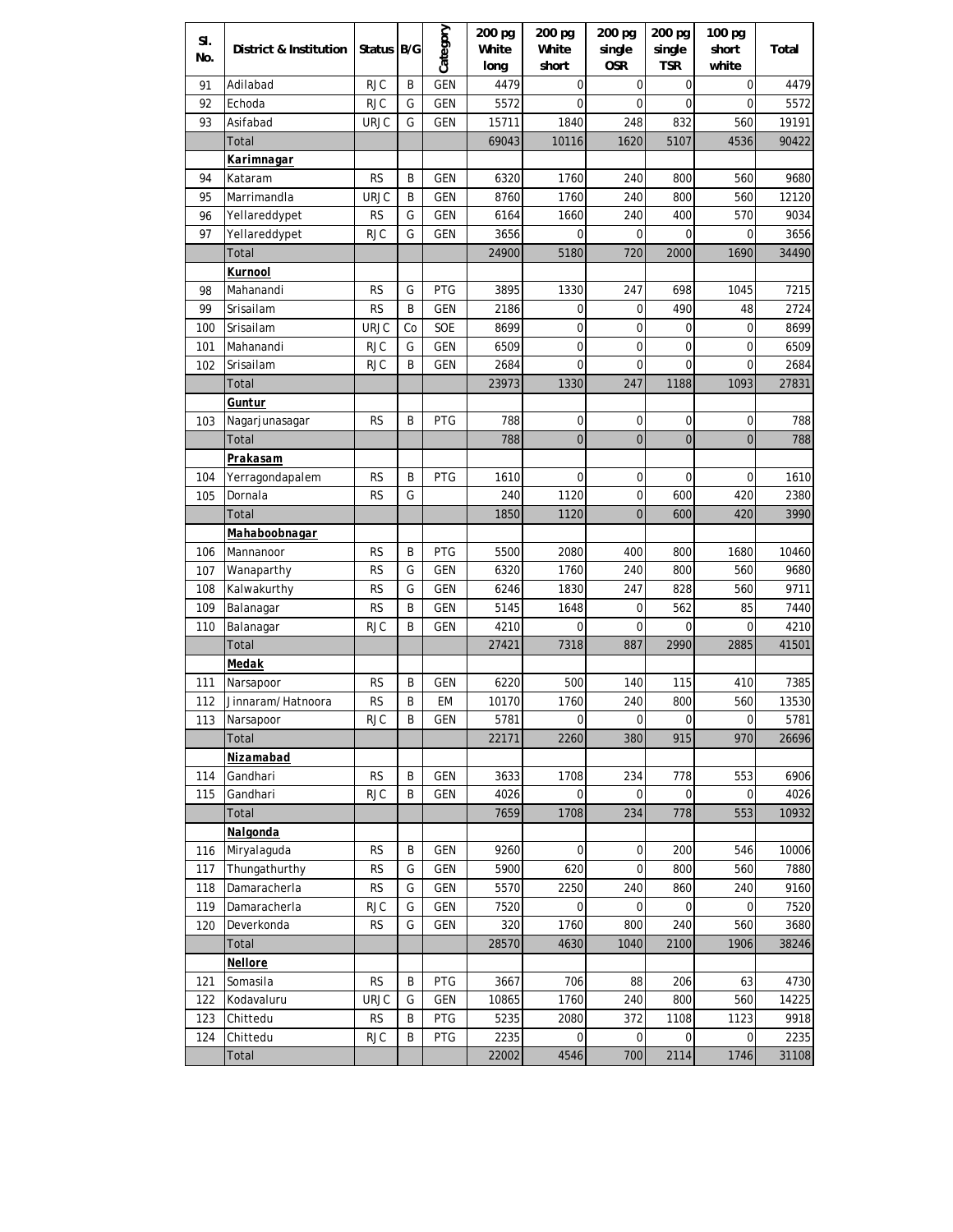| Sl. No. | District & Institution | Status | B/G | Category | 200 pg White long | 200 pg White short | 200 pg single OSR | 200 pg single TSR | 100 pg short white | Total |
|---|---|---|---|---|---|---|---|---|---|---|
| 91 | Adilabad | RJC | B | GEN | 4479 | 0 | 0 | 0 | 0 | 4479 |
| 92 | Echoda | RJC | G | GEN | 5572 | 0 | 0 | 0 | 0 | 5572 |
| 93 | Asifabad | URJC | G | GEN | 15711 | 1840 | 248 | 832 | 560 | 19191 |
| | Total | | | | 69043 | 10116 | 1620 | 5107 | 4536 | 90422 |
| | **Karimnagar** | | | | | | | | | |
| 94 | Kataram | RS | B | GEN | 6320 | 1760 | 240 | 800 | 560 | 9680 |
| 95 | Marrimandla | URJC | B | GEN | 8760 | 1760 | 240 | 800 | 560 | 12120 |
| 96 | Yellareddypet | RS | G | GEN | 6164 | 1660 | 240 | 400 | 570 | 9034 |
| 97 | Yellareddypet | RJC | G | GEN | 3656 | 0 | 0 | 0 | 0 | 3656 |
| | Total | | | | 24900 | 5180 | 720 | 2000 | 1690 | 34490 |
| | **Kurnool** | | | | | | | | | |
| 98 | Mahanandi | RS | G | PTG | 3895 | 1330 | 247 | 698 | 1045 | 7215 |
| 99 | Srisailam | RS | B | GEN | 2186 | 0 | 0 | 490 | 48 | 2724 |
| 100 | Srisailam | URJC | Co | SOE | 8699 | 0 | 0 | 0 | 0 | 8699 |
| 101 | Mahanandi | RJC | G | GEN | 6509 | 0 | 0 | 0 | 0 | 6509 |
| 102 | Srisailam | RJC | B | GEN | 2684 | 0 | 0 | 0 | 0 | 2684 |
| | Total | | | | 23973 | 1330 | 247 | 1188 | 1093 | 27831 |
| | **Guntur** | | | | | | | | | |
| 103 | Nagarjunasagar | RS | B | PTG | 788 | 0 | 0 | 0 | 0 | 788 |
| | Total | | | | 788 | 0 | 0 | 0 | 0 | 788 |
| | **Prakasam** | | | | | | | | | |
| 104 | Yerragondapalem | RS | B | PTG | 1610 | 0 | 0 | 0 | 0 | 1610 |
| 105 | Dornala | RS | G | | 240 | 1120 | 0 | 600 | 420 | 2380 |
| | Total | | | | 1850 | 1120 | 0 | 600 | 420 | 3990 |
| | **Mahaboobnagar** | | | | | | | | | |
| 106 | Mannanoor | RS | B | PTG | 5500 | 2080 | 400 | 800 | 1680 | 10460 |
| 107 | Wanaparthy | RS | G | GEN | 6320 | 1760 | 240 | 800 | 560 | 9680 |
| 108 | Kalwakurthy | RS | G | GEN | 6246 | 1830 | 247 | 828 | 560 | 9711 |
| 109 | Balanagar | RS | B | GEN | 5145 | 1648 | 0 | 562 | 85 | 7440 |
| 110 | Balanagar | RJC | B | GEN | 4210 | 0 | 0 | 0 | 0 | 4210 |
| | Total | | | | 27421 | 7318 | 887 | 2990 | 2885 | 41501 |
| | **Medak** | | | | | | | | | |
| 111 | Narsapoor | RS | B | GEN | 6220 | 500 | 140 | 115 | 410 | 7385 |
| 112 | Jinnaram/Hatnoora | RS | B | EM | 10170 | 1760 | 240 | 800 | 560 | 13530 |
| 113 | Narsapoor | RJC | B | GEN | 5781 | 0 | 0 | 0 | 0 | 5781 |
| | Total | | | | 22171 | 2260 | 380 | 915 | 970 | 26696 |
| | **Nizamabad** | | | | | | | | | |
| 114 | Gandhari | RS | B | GEN | 3633 | 1708 | 234 | 778 | 553 | 6906 |
| 115 | Gandhari | RJC | B | GEN | 4026 | 0 | 0 | 0 | 0 | 4026 |
| | Total | | | | 7659 | 1708 | 234 | 778 | 553 | 10932 |
| | **Nalgonda** | | | | | | | | | |
| 116 | Miryalaguda | RS | B | GEN | 9260 | 0 | 0 | 200 | 546 | 10006 |
| 117 | Thungathurthy | RS | G | GEN | 5900 | 620 | 0 | 800 | 560 | 7880 |
| 118 | Damaracherla | RS | G | GEN | 5570 | 2250 | 240 | 860 | 240 | 9160 |
| 119 | Damaracherla | RJC | G | GEN | 7520 | 0 | 0 | 0 | 0 | 7520 |
| 120 | Deverkonda | RS | G | GEN | 320 | 1760 | 800 | 240 | 560 | 3680 |
| | Total | | | | 28570 | 4630 | 1040 | 2100 | 1906 | 38246 |
| | **Nellore** | | | | | | | | | |
| 121 | Somasila | RS | B | PTG | 3667 | 706 | 88 | 206 | 63 | 4730 |
| 122 | Kodavaluru | URJC | G | GEN | 10865 | 1760 | 240 | 800 | 560 | 14225 |
| 123 | Chittedu | RS | B | PTG | 5235 | 2080 | 372 | 1108 | 1123 | 9918 |
| 124 | Chittedu | RJC | B | PTG | 2235 | 0 | 0 | 0 | 0 | 2235 |
| | Total | | | | 22002 | 4546 | 700 | 2114 | 1746 | 31108 |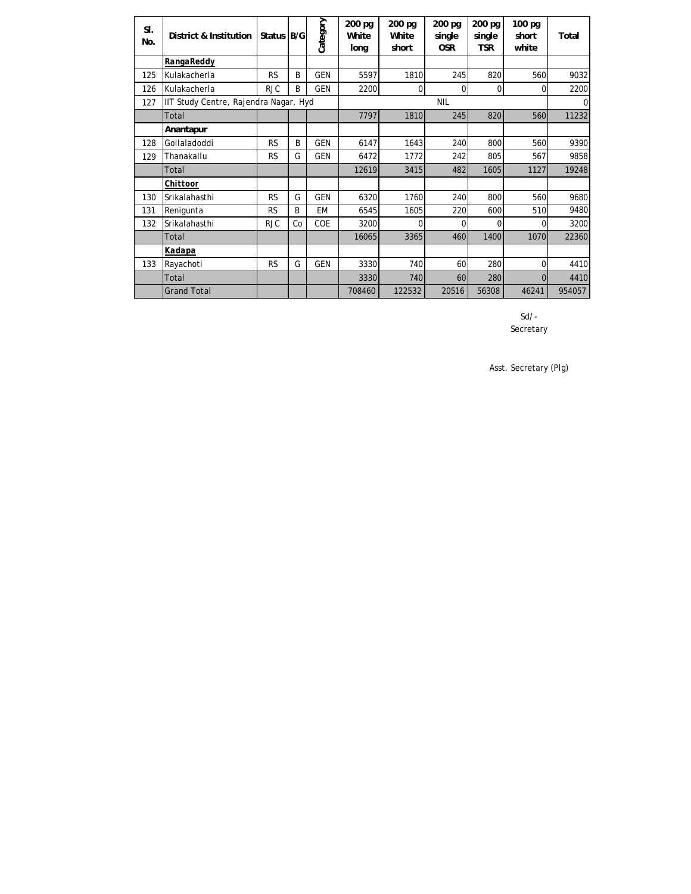| Sl. No. | District & Institution | Status | B/G | Category | 200 pg White long | 200 pg White short | 200 pg single OSR | 200 pg single TSR | 100 pg short white | Total |
|---|---|---|---|---|---|---|---|---|---|---|
| | **RangaReddy** | | | | | | | | | |
| 125 | Kulakacherla | RS | B | GEN | 5597 | 1810 | 245 | 820 | 560 | 9032 |
| 126 | Kulakacherla | RJC | B | GEN | 2200 | 0 | 0 | 0 | 0 | 2200 |
| 127 | IIT Study Centre, Rajendra Nagar, Hyd | | | | | | NIL | | | 0 |
| | Total | | | | 7797 | 1810 | 245 | 820 | 560 | 11232 |
| | **Anantapur** | | | | | | | | | |
| 128 | Gollaladoddi | RS | B | GEN | 6147 | 1643 | 240 | 800 | 560 | 9390 |
| 129 | Thanakallu | RS | G | GEN | 6472 | 1772 | 242 | 805 | 567 | 9858 |
| | Total | | | | 12619 | 3415 | 482 | 1605 | 1127 | 19248 |
| | **Chittoor** | | | | | | | | | |
| 130 | Srikalahasthi | RS | G | GEN | 6320 | 1760 | 240 | 800 | 560 | 9680 |
| 131 | Renigunta | RS | B | EM | 6545 | 1605 | 220 | 600 | 510 | 9480 |
| 132 | Srikalahasthi | RJC | Co | COE | 3200 | 0 | 0 | 0 | 0 | 3200 |
| | Total | | | | 16065 | 3365 | 460 | 1400 | 1070 | 22360 |
| | **Kadapa** | | | | | | | | | |
| 133 | Rayachoti | RS | G | GEN | 3330 | 740 | 60 | 280 | 0 | 4410 |
| | Total | | | | 3330 | 740 | 60 | 280 | 0 | 4410 |
| | Grand Total | | | | 708460 | 122532 | 20516 | 56308 | 46241 | 954057 |

Sd/-
Secretary

Asst. Secretary (Plg)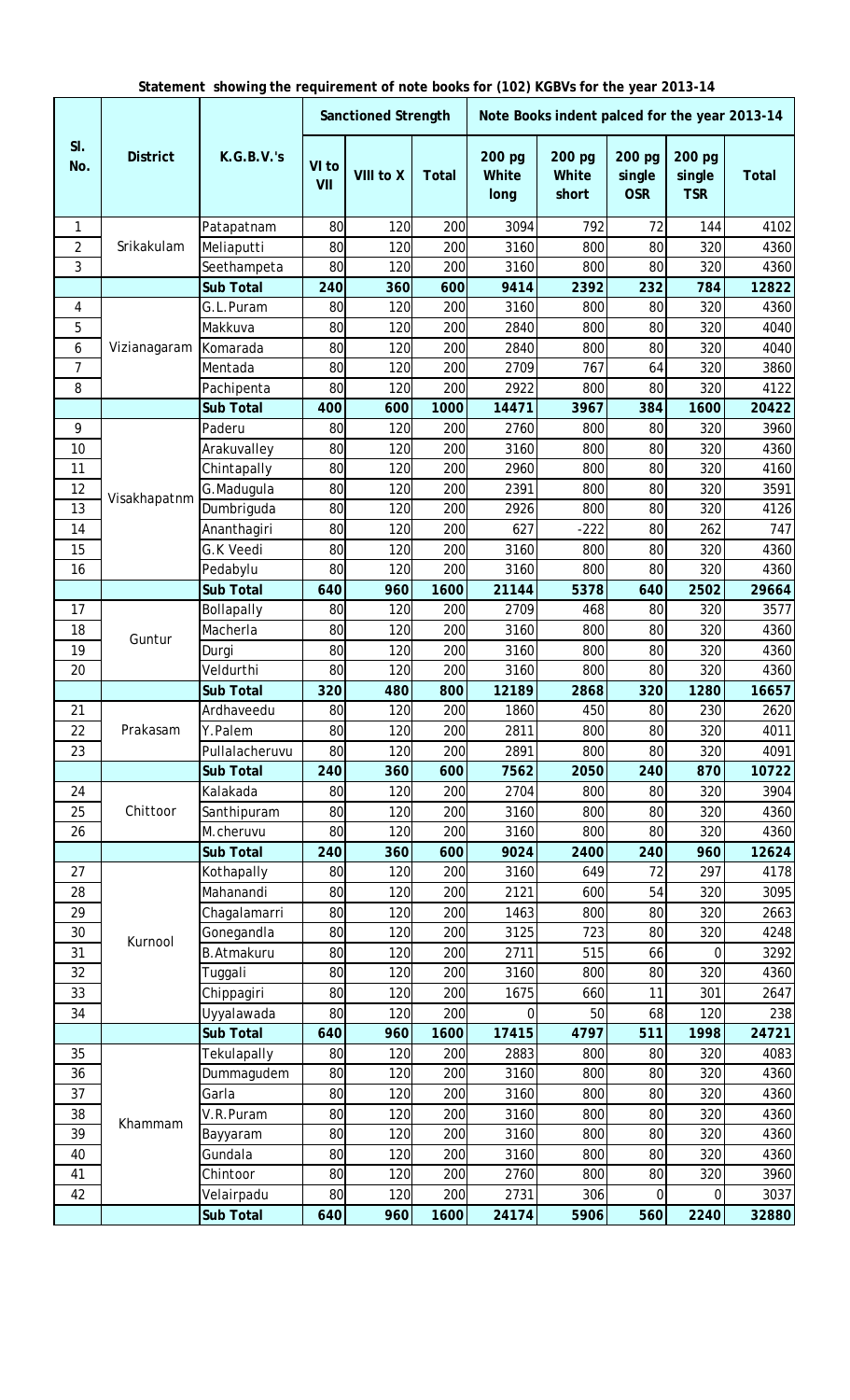**Statement showing the requirement of note books for (102) KGBVs for the year 2013-14**

| Sl. No. | District | K.G.B.V.'s | Sanctioned Strength | | | Note Books indent palced for the year 2013-14 | | | | |
|---|---|---|---|---|---|---|---|---|---|---|
| | | | VI to VII | VIII to X | Total | 200 pg White long | 200 pg White short | 200 pg single OSR | 200 pg single TSR | Total |
| 1 | Srikakulam | Patapatnam | 80 | 120 | 200 | 3094 | 792 | 72 | 144 | 4102 |
| 2 | | Meliaputti | 80 | 120 | 200 | 3160 | 800 | 80 | 320 | 4360 |
| 3 | | Seethampeta | 80 | 120 | 200 | 3160 | 800 | 80 | 320 | 4360 |
| | | **Sub Total** | **240** | **360** | **600** | **9414** | **2392** | **232** | **784** | **12822** |
| 4 | Vizianagaram | G.L.Puram | 80 | 120 | 200 | 3160 | 800 | 80 | 320 | 4360 |
| 5 | | Makkuva | 80 | 120 | 200 | 2840 | 800 | 80 | 320 | 4040 |
| 6 | | Komarada | 80 | 120 | 200 | 2840 | 800 | 80 | 320 | 4040 |
| 7 | | Mentada | 80 | 120 | 200 | 2709 | 767 | 64 | 320 | 3860 |
| 8 | | Pachipenta | 80 | 120 | 200 | 2922 | 800 | 80 | 320 | 4122 |
| | | **Sub Total** | **400** | **600** | **1000** | **14471** | **3967** | **384** | **1600** | **20422** |
| 9 | Visakhapatnm | Paderu | 80 | 120 | 200 | 2760 | 800 | 80 | 320 | 3960 |
| 10 | | Arakuvalley | 80 | 120 | 200 | 3160 | 800 | 80 | 320 | 4360 |
| 11 | | Chintapally | 80 | 120 | 200 | 2960 | 800 | 80 | 320 | 4160 |
| 12 | | G.Madugula | 80 | 120 | 200 | 2391 | 800 | 80 | 320 | 3591 |
| 13 | | Dumbriguda | 80 | 120 | 200 | 2926 | 800 | 80 | 320 | 4126 |
| 14 | | Ananthagiri | 80 | 120 | 200 | 627 | -222 | 80 | 262 | 747 |
| 15 | | G.K Veedi | 80 | 120 | 200 | 3160 | 800 | 80 | 320 | 4360 |
| 16 | | Pedabylu | 80 | 120 | 200 | 3160 | 800 | 80 | 320 | 4360 |
| | | **Sub Total** | **640** | **960** | **1600** | **21144** | **5378** | **640** | **2502** | **29664** |
| 17 | Guntur | Bollapally | 80 | 120 | 200 | 2709 | 468 | 80 | 320 | 3577 |
| 18 | | Macherla | 80 | 120 | 200 | 3160 | 800 | 80 | 320 | 4360 |
| 19 | | Durgi | 80 | 120 | 200 | 3160 | 800 | 80 | 320 | 4360 |
| 20 | | Veldurthi | 80 | 120 | 200 | 3160 | 800 | 80 | 320 | 4360 |
| | | **Sub Total** | **320** | **480** | **800** | **12189** | **2868** | **320** | **1280** | **16657** |
| 21 | Prakasam | Ardhaveedu | 80 | 120 | 200 | 1860 | 450 | 80 | 230 | 2620 |
| 22 | | Y.Palem | 80 | 120 | 200 | 2811 | 800 | 80 | 320 | 4011 |
| 23 | | Pullalacheruvu | 80 | 120 | 200 | 2891 | 800 | 80 | 320 | 4091 |
| | | **Sub Total** | **240** | **360** | **600** | **7562** | **2050** | **240** | **870** | **10722** |
| 24 | Chittoor | Kalakada | 80 | 120 | 200 | 2704 | 800 | 80 | 320 | 3904 |
| 25 | | Santhipuram | 80 | 120 | 200 | 3160 | 800 | 80 | 320 | 4360 |
| 26 | | M.cheruvu | 80 | 120 | 200 | 3160 | 800 | 80 | 320 | 4360 |
| | | **Sub Total** | **240** | **360** | **600** | **9024** | **2400** | **240** | **960** | **12624** |
| 27 | Kurnool | Kothapally | 80 | 120 | 200 | 3160 | 649 | 72 | 297 | 4178 |
| 28 | | Mahanandi | 80 | 120 | 200 | 2121 | 600 | 54 | 320 | 3095 |
| 29 | | Chagalamarri | 80 | 120 | 200 | 1463 | 800 | 80 | 320 | 2663 |
| 30 | | Gonegandla | 80 | 120 | 200 | 3125 | 723 | 80 | 320 | 4248 |
| 31 | | B.Atmakuru | 80 | 120 | 200 | 2711 | 515 | 66 | 0 | 3292 |
| 32 | | Tuggali | 80 | 120 | 200 | 3160 | 800 | 80 | 320 | 4360 |
| 33 | | Chippagiri | 80 | 120 | 200 | 1675 | 660 | 11 | 301 | 2647 |
| 34 | | Uyyalawada | 80 | 120 | 200 | 0 | 50 | 68 | 120 | 238 |
| | | **Sub Total** | **640** | **960** | **1600** | **17415** | **4797** | **511** | **1998** | **24721** |
| 35 | Khammam | Tekulapally | 80 | 120 | 200 | 2883 | 800 | 80 | 320 | 4083 |
| 36 | | Dummagudem | 80 | 120 | 200 | 3160 | 800 | 80 | 320 | 4360 |
| 37 | | Garla | 80 | 120 | 200 | 3160 | 800 | 80 | 320 | 4360 |
| 38 | | V.R.Puram | 80 | 120 | 200 | 3160 | 800 | 80 | 320 | 4360 |
| 39 | | Bayyaram | 80 | 120 | 200 | 3160 | 800 | 80 | 320 | 4360 |
| 40 | | Gundala | 80 | 120 | 200 | 3160 | 800 | 80 | 320 | 4360 |
| 41 | | Chintoor | 80 | 120 | 200 | 2760 | 800 | 80 | 320 | 3960 |
| 42 | | Velairpadu | 80 | 120 | 200 | 2731 | 306 | 0 | 0 | 3037 |
| | | **Sub Total** | **640** | **960** | **1600** | **24174** | **5906** | **560** | **2240** | **32880** |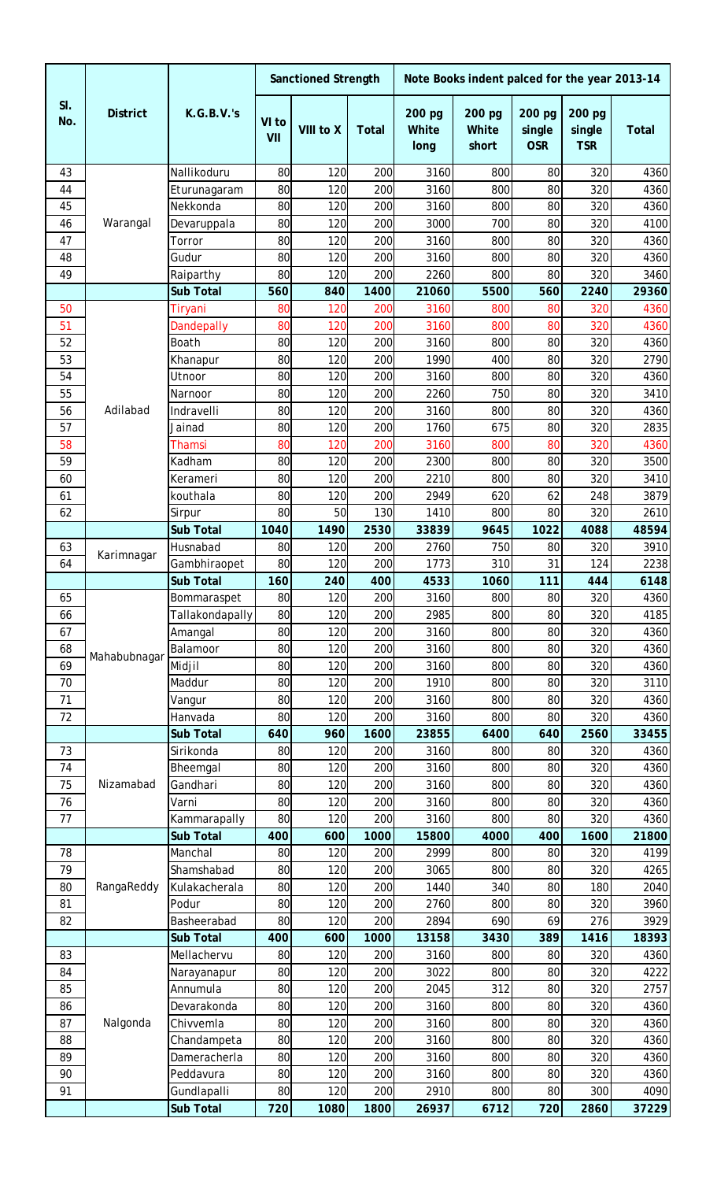| Sl. No. | District | K.G.B.V.'s | Sanctioned Strength | | | Note Books indent palced for the year 2013-14 | | | | |
|---|---|---|---|---|---|---|---|---|---|---|
| | | | VI to VII | VIII to X | Total | 200 pg White long | 200 pg White short | 200 pg single OSR | 200 pg single TSR | Total |
| 43 | Warangal | Nallikoduru | 80 | 120 | 200 | 3160 | 800 | 80 | 320 | 4360 |
| 44 | | Eturunagaram | 80 | 120 | 200 | 3160 | 800 | 80 | 320 | 4360 |
| 45 | | Nekkonda | 80 | 120 | 200 | 3160 | 800 | 80 | 320 | 4360 |
| 46 | | Devaruppala | 80 | 120 | 200 | 3000 | 700 | 80 | 320 | 4100 |
| 47 | | Torror | 80 | 120 | 200 | 3160 | 800 | 80 | 320 | 4360 |
| 48 | | Gudur | 80 | 120 | 200 | 3160 | 800 | 80 | 320 | 4360 |
| 49 | | Raiparthy | 80 | 120 | 200 | 2260 | 800 | 80 | 320 | 3460 |
| | | **Sub Total** | **560** | **840** | **1400** | **21060** | **5500** | **560** | **2240** | **29360** |
| 50 | Adilabad | Tiryani | 80 | 120 | 200 | 3160 | 800 | 80 | 320 | 4360 |
| 51 | | Dandepally | 80 | 120 | 200 | 3160 | 800 | 80 | 320 | 4360 |
| 52 | | Boath | 80 | 120 | 200 | 3160 | 800 | 80 | 320 | 4360 |
| 53 | | Khanapur | 80 | 120 | 200 | 1990 | 400 | 80 | 320 | 2790 |
| 54 | | Utnoor | 80 | 120 | 200 | 3160 | 800 | 80 | 320 | 4360 |
| 55 | | Narnoor | 80 | 120 | 200 | 2260 | 750 | 80 | 320 | 3410 |
| 56 | | Indravelli | 80 | 120 | 200 | 3160 | 800 | 80 | 320 | 4360 |
| 57 | | Jainad | 80 | 120 | 200 | 1760 | 675 | 80 | 320 | 2835 |
| 58 | | Thamsi | 80 | 120 | 200 | 3160 | 800 | 80 | 320 | 4360 |
| 59 | | Kadham | 80 | 120 | 200 | 2300 | 800 | 80 | 320 | 3500 |
| 60 | | Kerameri | 80 | 120 | 200 | 2210 | 800 | 80 | 320 | 3410 |
| 61 | | kouthala | 80 | 120 | 200 | 2949 | 620 | 62 | 248 | 3879 |
| 62 | | Sirpur | 80 | 50 | 130 | 1410 | 800 | 80 | 320 | 2610 |
| | | **Sub Total** | **1040** | **1490** | **2530** | **33839** | **9645** | **1022** | **4088** | **48594** |
| 63 | Karimnagar | Husnabad | 80 | 120 | 200 | 2760 | 750 | 80 | 320 | 3910 |
| 64 | | Gambhiraopet | 80 | 120 | 200 | 1773 | 310 | 31 | 124 | 2238 |
| | | **Sub Total** | **160** | **240** | **400** | **4533** | **1060** | **111** | **444** | **6148** |
| 65 | Mahabubnagar | Bommaraspet | 80 | 120 | 200 | 3160 | 800 | 80 | 320 | 4360 |
| 66 | | Tallakondapally | 80 | 120 | 200 | 2985 | 800 | 80 | 320 | 4185 |
| 67 | | Amangal | 80 | 120 | 200 | 3160 | 800 | 80 | 320 | 4360 |
| 68 | | Balamoor | 80 | 120 | 200 | 3160 | 800 | 80 | 320 | 4360 |
| 69 | | Midjil | 80 | 120 | 200 | 3160 | 800 | 80 | 320 | 4360 |
| 70 | | Maddur | 80 | 120 | 200 | 1910 | 800 | 80 | 320 | 3110 |
| 71 | | Vangur | 80 | 120 | 200 | 3160 | 800 | 80 | 320 | 4360 |
| 72 | | Hanvada | 80 | 120 | 200 | 3160 | 800 | 80 | 320 | 4360 |
| | | **Sub Total** | **640** | **960** | **1600** | **23855** | **6400** | **640** | **2560** | **33455** |
| 73 | Nizamabad | Sirikonda | 80 | 120 | 200 | 3160 | 800 | 80 | 320 | 4360 |
| 74 | | Bheemgal | 80 | 120 | 200 | 3160 | 800 | 80 | 320 | 4360 |
| 75 | | Gandhari | 80 | 120 | 200 | 3160 | 800 | 80 | 320 | 4360 |
| 76 | | Varni | 80 | 120 | 200 | 3160 | 800 | 80 | 320 | 4360 |
| 77 | | Kammarapally | 80 | 120 | 200 | 3160 | 800 | 80 | 320 | 4360 |
| | | **Sub Total** | **400** | **600** | **1000** | **15800** | **4000** | **400** | **1600** | **21800** |
| 78 | RangaReddy | Manchal | 80 | 120 | 200 | 2999 | 800 | 80 | 320 | 4199 |
| 79 | | Shamshabad | 80 | 120 | 200 | 3065 | 800 | 80 | 320 | 4265 |
| 80 | | Kulakacherala | 80 | 120 | 200 | 1440 | 340 | 80 | 180 | 2040 |
| 81 | | Podur | 80 | 120 | 200 | 2760 | 800 | 80 | 320 | 3960 |
| 82 | | Basheerabad | 80 | 120 | 200 | 2894 | 690 | 69 | 276 | 3929 |
| | | **Sub Total** | **400** | **600** | **1000** | **13158** | **3430** | **389** | **1416** | **18393** |
| 83 | Nalgonda | Mellachervu | 80 | 120 | 200 | 3160 | 800 | 80 | 320 | 4360 |
| 84 | | Narayanapur | 80 | 120 | 200 | 3022 | 800 | 80 | 320 | 4222 |
| 85 | | Annumula | 80 | 120 | 200 | 2045 | 312 | 80 | 320 | 2757 |
| 86 | | Devarakonda | 80 | 120 | 200 | 3160 | 800 | 80 | 320 | 4360 |
| 87 | | Chivvemla | 80 | 120 | 200 | 3160 | 800 | 80 | 320 | 4360 |
| 88 | | Chandampeta | 80 | 120 | 200 | 3160 | 800 | 80 | 320 | 4360 |
| 89 | | Dameracherla | 80 | 120 | 200 | 3160 | 800 | 80 | 320 | 4360 |
| 90 | | Peddavura | 80 | 120 | 200 | 3160 | 800 | 80 | 320 | 4360 |
| 91 | | Gundlapalli | 80 | 120 | 200 | 2910 | 800 | 80 | 300 | 4090 |
| | | **Sub Total** | **720** | **1080** | **1800** | **26937** | **6712** | **720** | **2860** | **37229** |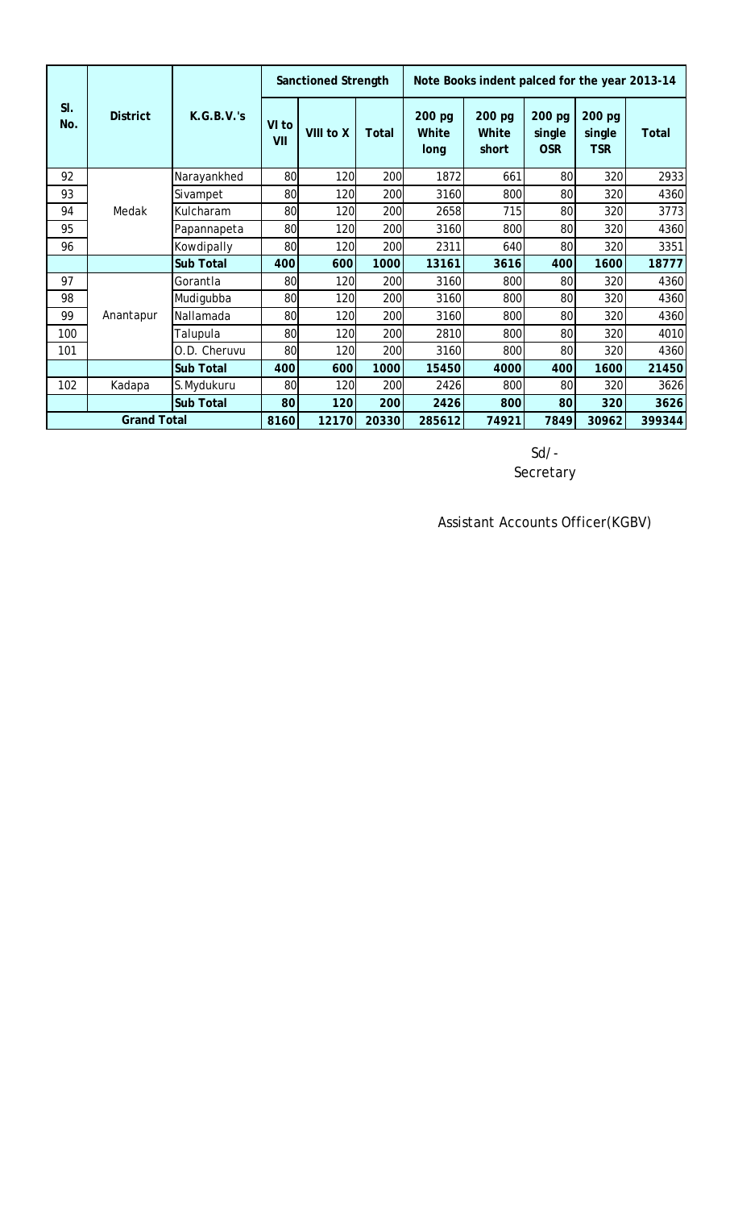| Sl. No. | District | K.G.B.V.'s | Sanctioned Strength | | | Note Books indent palced for the year 2013-14 | | | | |
|---|---|---|---|---|---|---|---|---|---|---|
| | | | VI to VII | VIII to X | Total | 200 pg White long | 200 pg White short | 200 pg single OSR | 200 pg single TSR | Total |
| 92 | Medak | Narayankhed | 80 | 120 | 200 | 1872 | 661 | 80 | 320 | 2933 |
| 93 | | Sivampet | 80 | 120 | 200 | 3160 | 800 | 80 | 320 | 4360 |
| 94 | | Kulcharam | 80 | 120 | 200 | 2658 | 715 | 80 | 320 | 3773 |
| 95 | | Papannapeta | 80 | 120 | 200 | 3160 | 800 | 80 | 320 | 4360 |
| 96 | | Kowdipally | 80 | 120 | 200 | 2311 | 640 | 80 | 320 | 3351 |
| | | **Sub Total** | **400** | **600** | **1000** | **13161** | **3616** | **400** | **1600** | **18777** |
| 97 | Anantapur | Gorantla | 80 | 120 | 200 | 3160 | 800 | 80 | 320 | 4360 |
| 98 | | Mudigubba | 80 | 120 | 200 | 3160 | 800 | 80 | 320 | 4360 |
| 99 | | Nallamada | 80 | 120 | 200 | 3160 | 800 | 80 | 320 | 4360 |
| 100 | | Talupula | 80 | 120 | 200 | 2810 | 800 | 80 | 320 | 4010 |
| 101 | | O.D. Cheruvu | 80 | 120 | 200 | 3160 | 800 | 80 | 320 | 4360 |
| | | **Sub Total** | **400** | **600** | **1000** | **15450** | **4000** | **400** | **1600** | **21450** |
| 102 | Kadapa | S.Mydukuru | 80 | 120 | 200 | 2426 | 800 | 80 | 320 | 3626 |
| | | **Sub Total** | **80** | **120** | **200** | **2426** | **800** | **80** | **320** | **3626** |
| **Grand Total** | | | **8160** | **12170** | **20330** | **285612** | **74921** | **7849** | **30962** | **399344** |

Sd/-
Secretary

Assistant Accounts Officer(KGBV)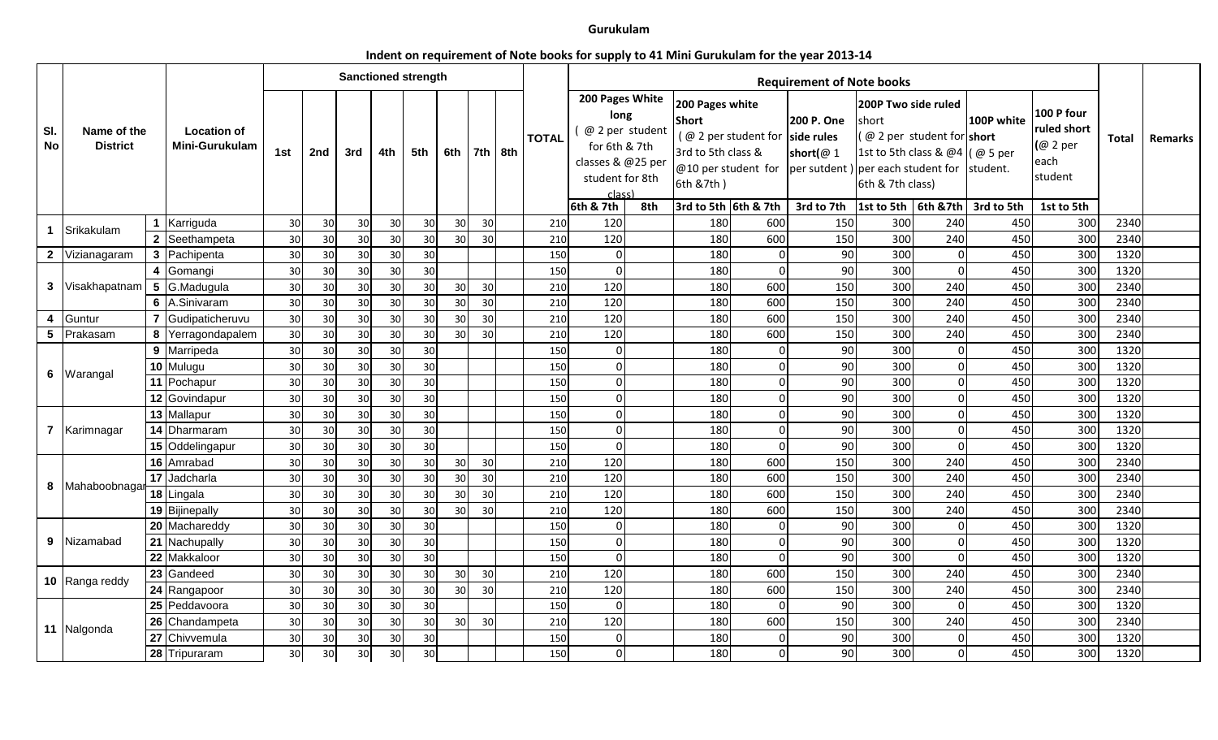**Gurukulam**

**Indent on requirement of Note books for supply to 41 Mini Gurukulam for the year 2013-14**

| Sl. No | Name of the District | | Location of Mini-Gurukulam | Sanctioned strength | | | | | | | | TOTAL | Requirement of Note books | | | | | | | | | Total | Remarks |
|---|---|---|---|---|---|---|---|---|---|---|---|---|---|---|---|---|---|---|---|---|---|---|---|
| | | | | 1st | 2nd | 3rd | 4th | 5th | 6th | 7th | 8th | | 200 Pages White long ( @ 2 per student for 6th & 7th classes & @25 per student for 8th class) | | 200 Pages white Short ( @ 2 per student for 3rd to 5th class & @10 per student for 6th &7th ) | | 200 P. One side rules short(@ 1 per sutdent ) | 200P Two side ruled short ( @ 2 per student for 1st to 5th class & @4 per each student for 6th & 7th class) | | 100P white short ( @ 5 per student. | 100 P four ruled short (@ 2 per each student | | |
| | | | | | | | | | | | | | 6th & 7th | 8th | 3rd to 5th | 6th & 7th | 3rd to 7th | 1st to 5th | 6th &7th | 3rd to 5th | 1st to 5th | | |
| 1 | Srikakulam | 1 | Karriguda | 30 | 30 | 30 | 30 | 30 | 30 | 30 | | 210 | 120 | | 180 | 600 | 150 | 300 | 240 | 450 | 300 | 2340 | |
| | | 2 | Seethampeta | 30 | 30 | 30 | 30 | 30 | 30 | 30 | | 210 | 120 | | 180 | 600 | 150 | 300 | 240 | 450 | 300 | 2340 | |
| 2 | Vizianagaram | 3 | Pachipenta | 30 | 30 | 30 | 30 | 30 | | | | 150 | 0 | | 180 | 0 | 90 | 300 | 0 | 450 | 300 | 1320 | |
| 3 | Visakhapatnam | 4 | Gomangi | 30 | 30 | 30 | 30 | 30 | | | | 150 | 0 | | 180 | 0 | 90 | 300 | 0 | 450 | 300 | 1320 | |
| | | 5 | G.Madugula | 30 | 30 | 30 | 30 | 30 | 30 | 30 | | 210 | 120 | | 180 | 600 | 150 | 300 | 240 | 450 | 300 | 2340 | |
| | | 6 | A.Sinivaram | 30 | 30 | 30 | 30 | 30 | 30 | 30 | | 210 | 120 | | 180 | 600 | 150 | 300 | 240 | 450 | 300 | 2340 | |
| 4 | Guntur | 7 | Gudipaticheruvu | 30 | 30 | 30 | 30 | 30 | 30 | 30 | | 210 | 120 | | 180 | 600 | 150 | 300 | 240 | 450 | 300 | 2340 | |
| 5 | Prakasam | 8 | Yerragondapalem | 30 | 30 | 30 | 30 | 30 | 30 | 30 | | 210 | 120 | | 180 | 600 | 150 | 300 | 240 | 450 | 300 | 2340 | |
| 6 | Warangal | 9 | Marripeda | 30 | 30 | 30 | 30 | 30 | | | | 150 | 0 | | 180 | 0 | 90 | 300 | 0 | 450 | 300 | 1320 | |
| | | 10 | Mulugu | 30 | 30 | 30 | 30 | 30 | | | | 150 | 0 | | 180 | 0 | 90 | 300 | 0 | 450 | 300 | 1320 | |
| | | 11 | Pochapur | 30 | 30 | 30 | 30 | 30 | | | | 150 | 0 | | 180 | 0 | 90 | 300 | 0 | 450 | 300 | 1320 | |
| | | 12 | Govindapur | 30 | 30 | 30 | 30 | 30 | | | | 150 | 0 | | 180 | 0 | 90 | 300 | 0 | 450 | 300 | 1320 | |
| 7 | Karimnagar | 13 | Mallapur | 30 | 30 | 30 | 30 | 30 | | | | 150 | 0 | | 180 | 0 | 90 | 300 | 0 | 450 | 300 | 1320 | |
| | | 14 | Dharmaram | 30 | 30 | 30 | 30 | 30 | | | | 150 | 0 | | 180 | 0 | 90 | 300 | 0 | 450 | 300 | 1320 | |
| | | 15 | Oddelingapur | 30 | 30 | 30 | 30 | 30 | | | | 150 | 0 | | 180 | 0 | 90 | 300 | 0 | 450 | 300 | 1320 | |
| 8 | Mahaboobnagar | 16 | Amrabad | 30 | 30 | 30 | 30 | 30 | 30 | 30 | | 210 | 120 | | 180 | 600 | 150 | 300 | 240 | 450 | 300 | 2340 | |
| | | 17 | Jadcharla | 30 | 30 | 30 | 30 | 30 | 30 | 30 | | 210 | 120 | | 180 | 600 | 150 | 300 | 240 | 450 | 300 | 2340 | |
| | | 18 | Lingala | 30 | 30 | 30 | 30 | 30 | 30 | 30 | | 210 | 120 | | 180 | 600 | 150 | 300 | 240 | 450 | 300 | 2340 | |
| | | 19 | Bijinepally | 30 | 30 | 30 | 30 | 30 | 30 | 30 | | 210 | 120 | | 180 | 600 | 150 | 300 | 240 | 450 | 300 | 2340 | |
| 9 | Nizamabad | 20 | Machareddy | 30 | 30 | 30 | 30 | 30 | | | | 150 | 0 | | 180 | 0 | 90 | 300 | 0 | 450 | 300 | 1320 | |
| | | 21 | Nachupally | 30 | 30 | 30 | 30 | 30 | | | | 150 | 0 | | 180 | 0 | 90 | 300 | 0 | 450 | 300 | 1320 | |
| | | 22 | Makkaloor | 30 | 30 | 30 | 30 | 30 | | | | 150 | 0 | | 180 | 0 | 90 | 300 | 0 | 450 | 300 | 1320 | |
| 10 | Ranga reddy | 23 | Gandeed | 30 | 30 | 30 | 30 | 30 | 30 | 30 | | 210 | 120 | | 180 | 600 | 150 | 300 | 240 | 450 | 300 | 2340 | |
| | | 24 | Rangapoor | 30 | 30 | 30 | 30 | 30 | 30 | 30 | | 210 | 120 | | 180 | 600 | 150 | 300 | 240 | 450 | 300 | 2340 | |
| 11 | Nalgonda | 25 | Peddavoora | 30 | 30 | 30 | 30 | 30 | | | | 150 | 0 | | 180 | 0 | 90 | 300 | 0 | 450 | 300 | 1320 | |
| | | 26 | Chandampeta | 30 | 30 | 30 | 30 | 30 | 30 | 30 | | 210 | 120 | | 180 | 600 | 150 | 300 | 240 | 450 | 300 | 2340 | |
| | | 27 | Chivvemula | 30 | 30 | 30 | 30 | 30 | | | | 150 | 0 | | 180 | 0 | 90 | 300 | 0 | 450 | 300 | 1320 | |
| | | 28 | Tripuraram | 30 | 30 | 30 | 30 | 30 | | | | 150 | 0 | | 180 | 0 | 90 | 300 | 0 | 450 | 300 | 1320 | |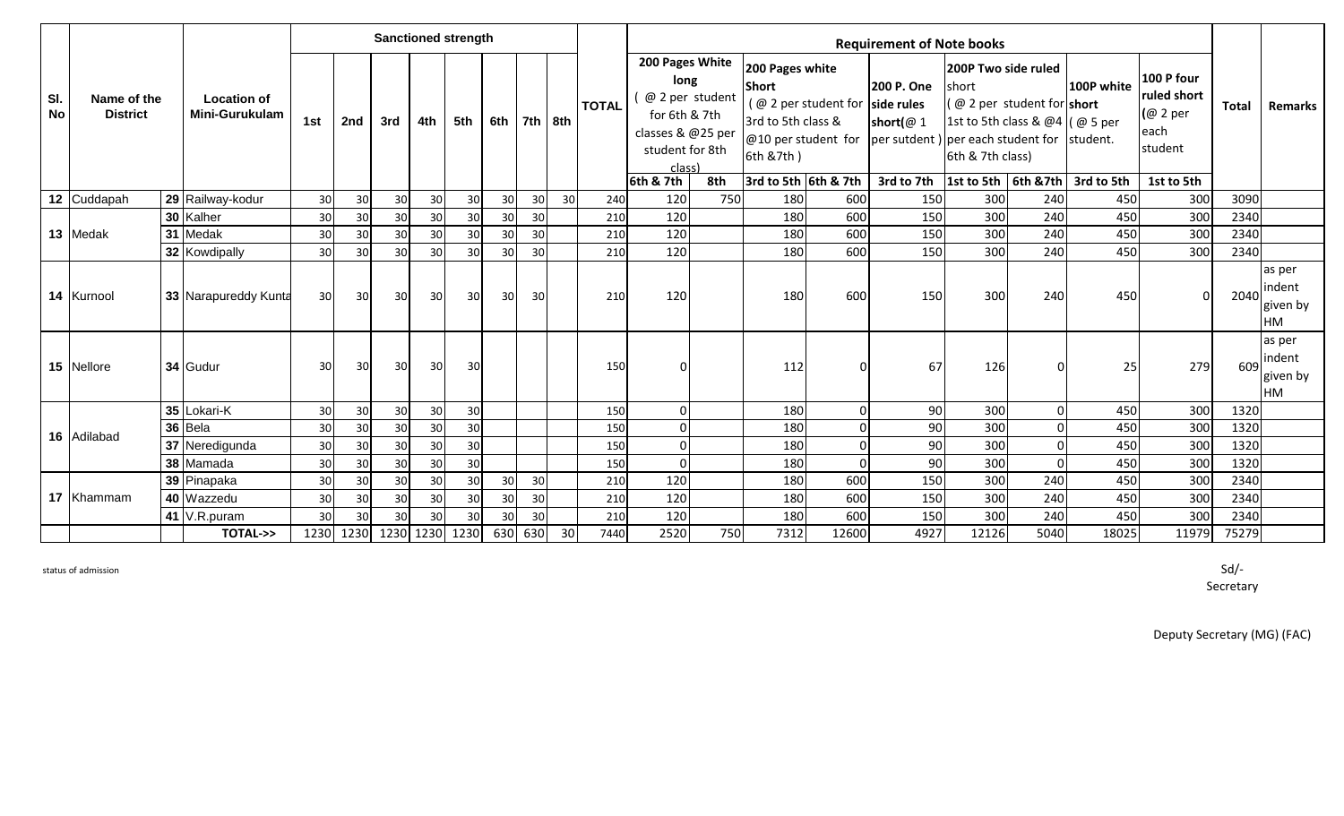| Sl. No | Name of the District | | Location of Mini-Gurukulam | Sanctioned strength | | | | | | | | TOTAL | Requirement of Note books | | | | | | | | | | Total | Remarks |
|---|---|---|---|---|---|---|---|---|---|---|---|---|---|---|---|---|---|---|---|---|---|---|---|---|
| | | | | 1st | 2nd | 3rd | 4th | 5th | 6th | 7th | 8th | | 200 Pages White long ( @ 2 per student for 6th & 7th classes & @25 per student for 8th class) | | 200 Pages white Short ( @ 2 per student for 3rd to 5th class & @10 per student for 6th &7th ) | | 200 P. One side rules short(@ 1 per sutdent ) | 200P Two side ruled short ( @ 2 per student for 1st to 5th class & @4 per each student for 6th & 7th class) | | 100P white short ( @ 5 per student. | 100 P four ruled short (@ 2 per each student | | |
| | | | | | | | | | | | | | 6th & 7th | 8th | 3rd to 5th | 6th & 7th | 3rd to 7th | 1st to 5th | 6th &7th | 3rd to 5th | 1st to 5th | | |
| 12 | Cuddapah | 29 | Railway-kodur | 30 | 30 | 30 | 30 | 30 | 30 | 30 | 30 | 240 | 120 | 750 | 180 | 600 | 150 | 300 | 240 | 450 | 300 | 3090 | |
| 13 | Medak | 30 | Kalher | 30 | 30 | 30 | 30 | 30 | 30 | 30 | | 210 | 120 | | 180 | 600 | 150 | 300 | 240 | 450 | 300 | 2340 | |
| | | 31 | Medak | 30 | 30 | 30 | 30 | 30 | 30 | 30 | | 210 | 120 | | 180 | 600 | 150 | 300 | 240 | 450 | 300 | 2340 | |
| | | 32 | Kowdipally | 30 | 30 | 30 | 30 | 30 | 30 | 30 | | 210 | 120 | | 180 | 600 | 150 | 300 | 240 | 450 | 300 | 2340 | |
| 14 | Kurnool | 33 | Narapureddy Kunta | 30 | 30 | 30 | 30 | 30 | 30 | 30 | | 210 | 120 | | 180 | 600 | 150 | 300 | 240 | 450 | 0 | 2040 | as per indent given by HM |
| 15 | Nellore | 34 | Gudur | 30 | 30 | 30 | 30 | 30 | | | | 150 | 0 | | 112 | 0 | 67 | 126 | 0 | 25 | 279 | 609 | as per indent given by HM |
| 16 | Adilabad | 35 | Lokari-K | 30 | 30 | 30 | 30 | 30 | | | | 150 | 0 | | 180 | 0 | 90 | 300 | 0 | 450 | 300 | 1320 | |
| | | 36 | Bela | 30 | 30 | 30 | 30 | 30 | | | | 150 | 0 | | 180 | 0 | 90 | 300 | 0 | 450 | 300 | 1320 | |
| | | 37 | Neredigunda | 30 | 30 | 30 | 30 | 30 | | | | 150 | 0 | | 180 | 0 | 90 | 300 | 0 | 450 | 300 | 1320 | |
| | | 38 | Mamada | 30 | 30 | 30 | 30 | 30 | | | | 150 | 0 | | 180 | 0 | 90 | 300 | 0 | 450 | 300 | 1320 | |
| 17 | Khammam | 39 | Pinapaka | 30 | 30 | 30 | 30 | 30 | 30 | 30 | | 210 | 120 | | 180 | 600 | 150 | 300 | 240 | 450 | 300 | 2340 | |
| | | 40 | Wazzedu | 30 | 30 | 30 | 30 | 30 | 30 | 30 | | 210 | 120 | | 180 | 600 | 150 | 300 | 240 | 450 | 300 | 2340 | |
| | | 41 | V.R.puram | 30 | 30 | 30 | 30 | 30 | 30 | 30 | | 210 | 120 | | 180 | 600 | 150 | 300 | 240 | 450 | 300 | 2340 | |
| | | | TOTAL->> | 1230 | 1230 | 1230 | 1230 | 1230 | 630 | 630 | 30 | 7440 | 2520 | 750 | 7312 | 12600 | 4927 | 12126 | 5040 | 18025 | 11979 | 75279 | |

status of admission

Sd/-
Secretary

Deputy Secretary (MG) (FAC)